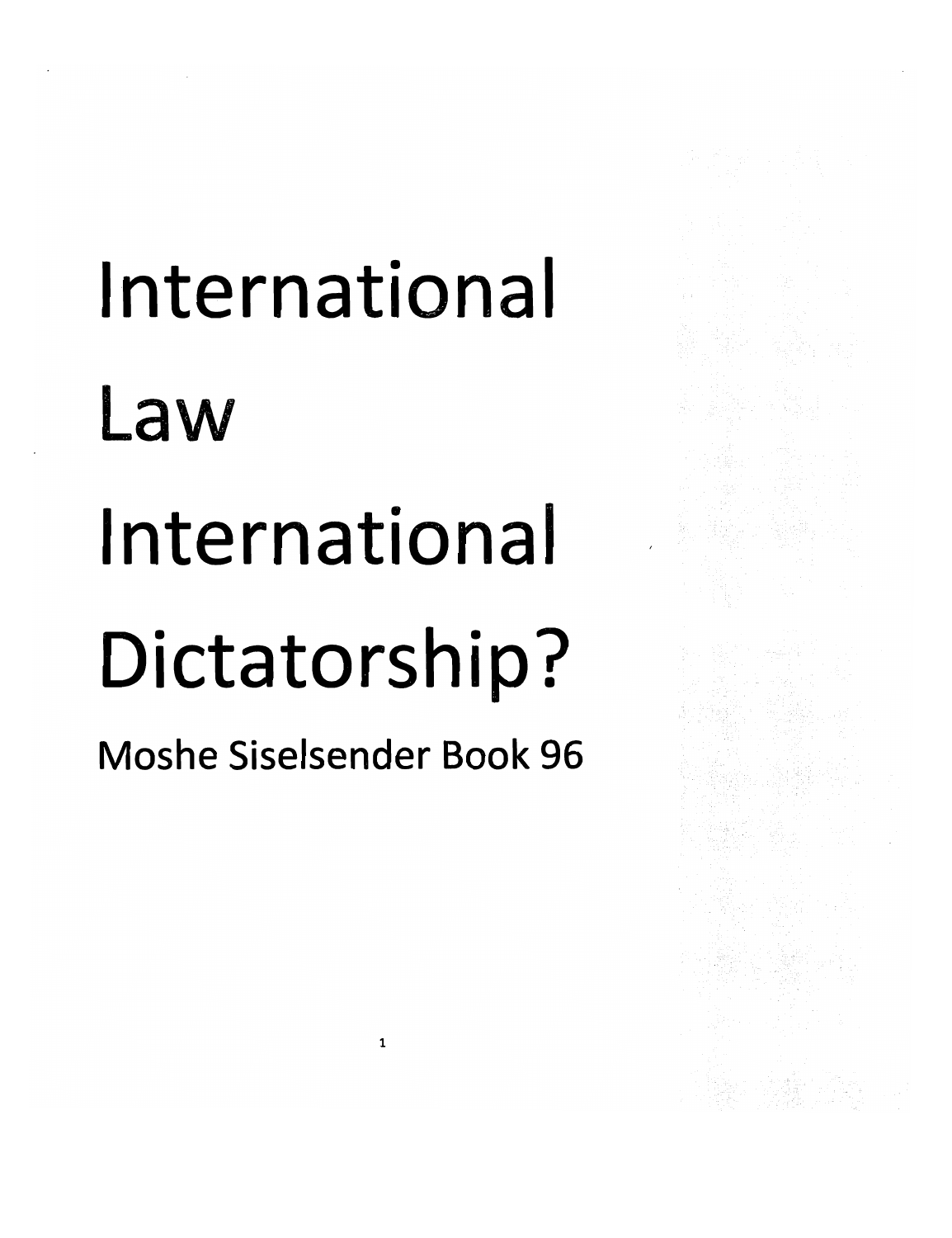# International Law International Dictatorship?

Moshe Siselsender Book 96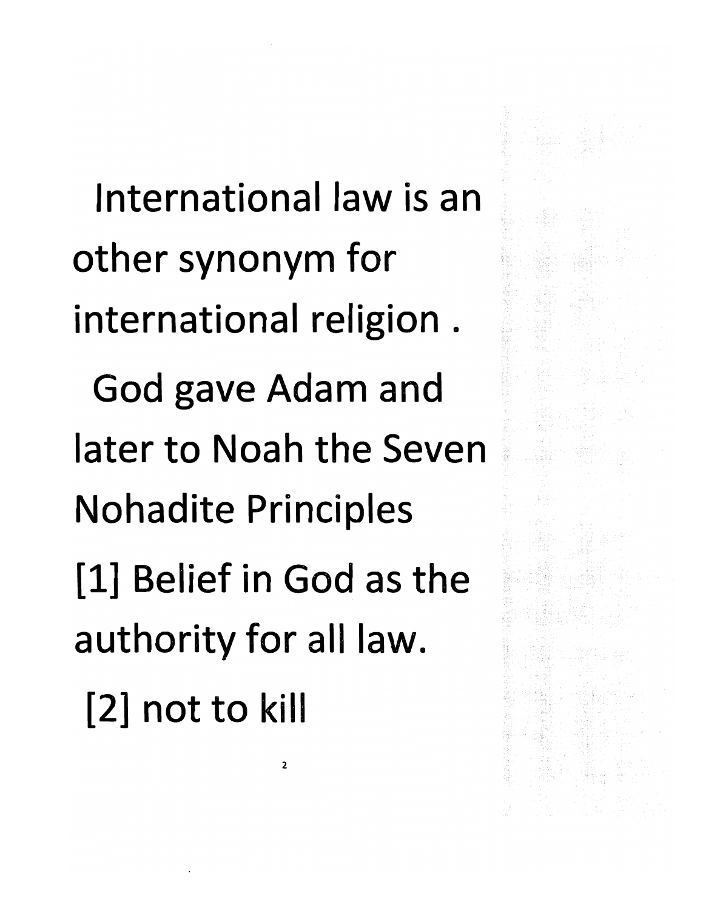International law is an other synonym for international religion .

God gave Adam and later to Noah the Seven Nohadite Principles

[1] Belief in God as the authority for all law.

[2] not to kill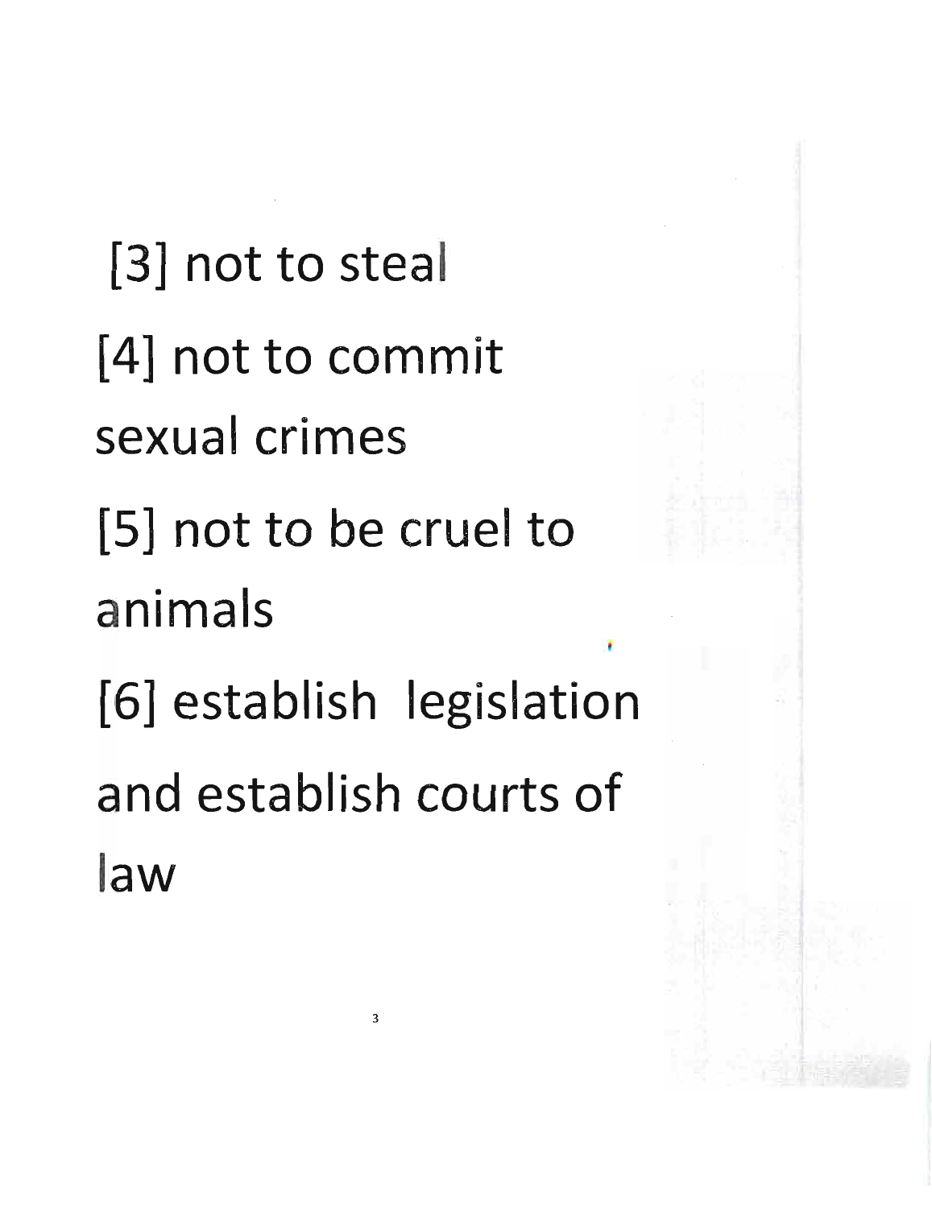[3] not to steal

[4] not to commit sexual crimes

[5] not to be cruel to animals

[6] establish legislation and establish courts of law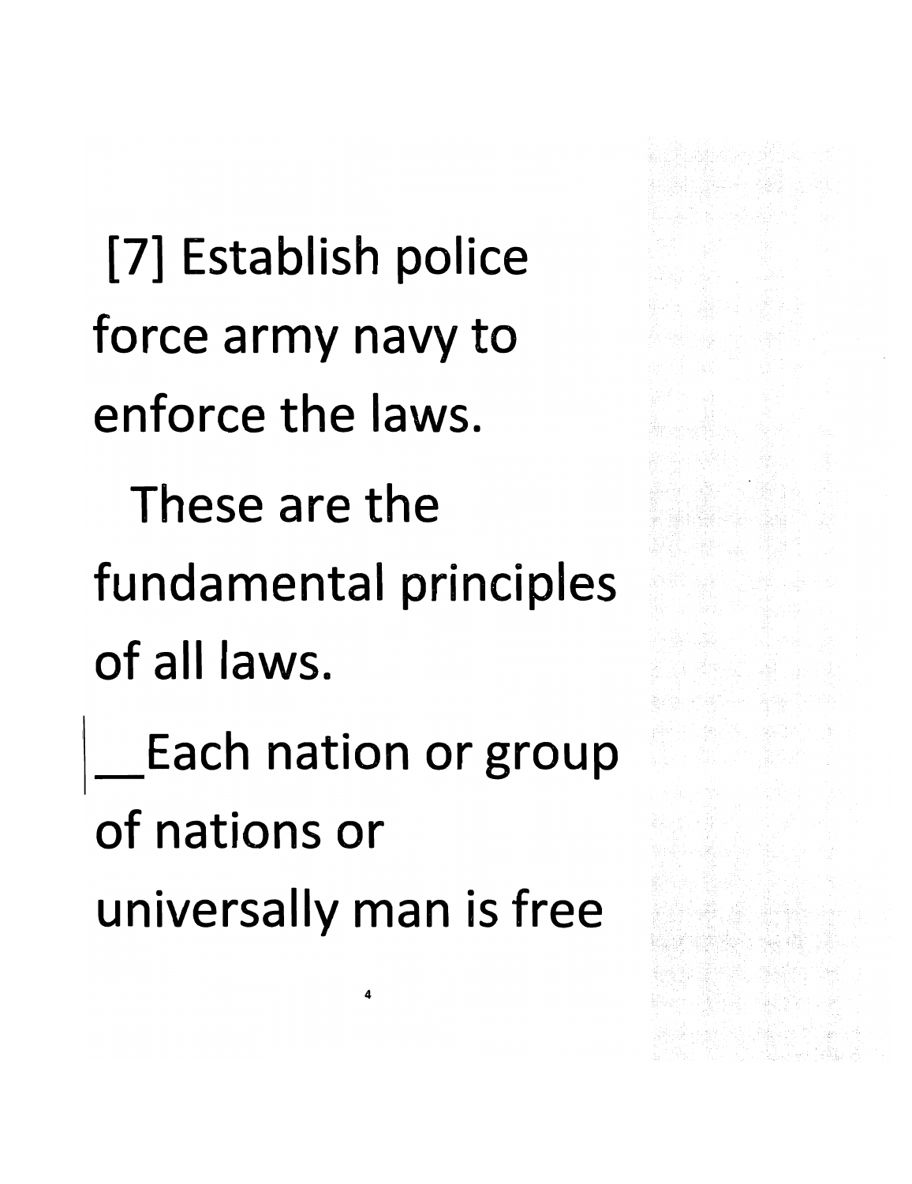[7] Establish police force army navy to enforce the laws.

These are the fundamental principles of all laws.

__Each nation or group of nations or universally man is free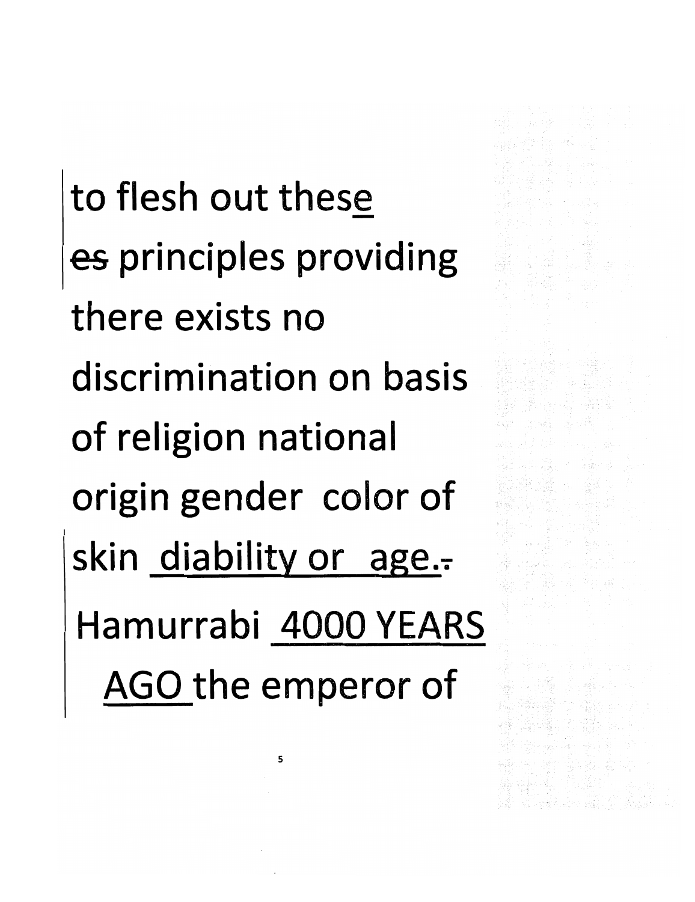to flesh out these
~~es~~ principles providing
there exists no
discrimination on basis
of religion national
origin gender color of
skin diability or age.
Hamurrabi 4000 YEARS
AGO the emperor of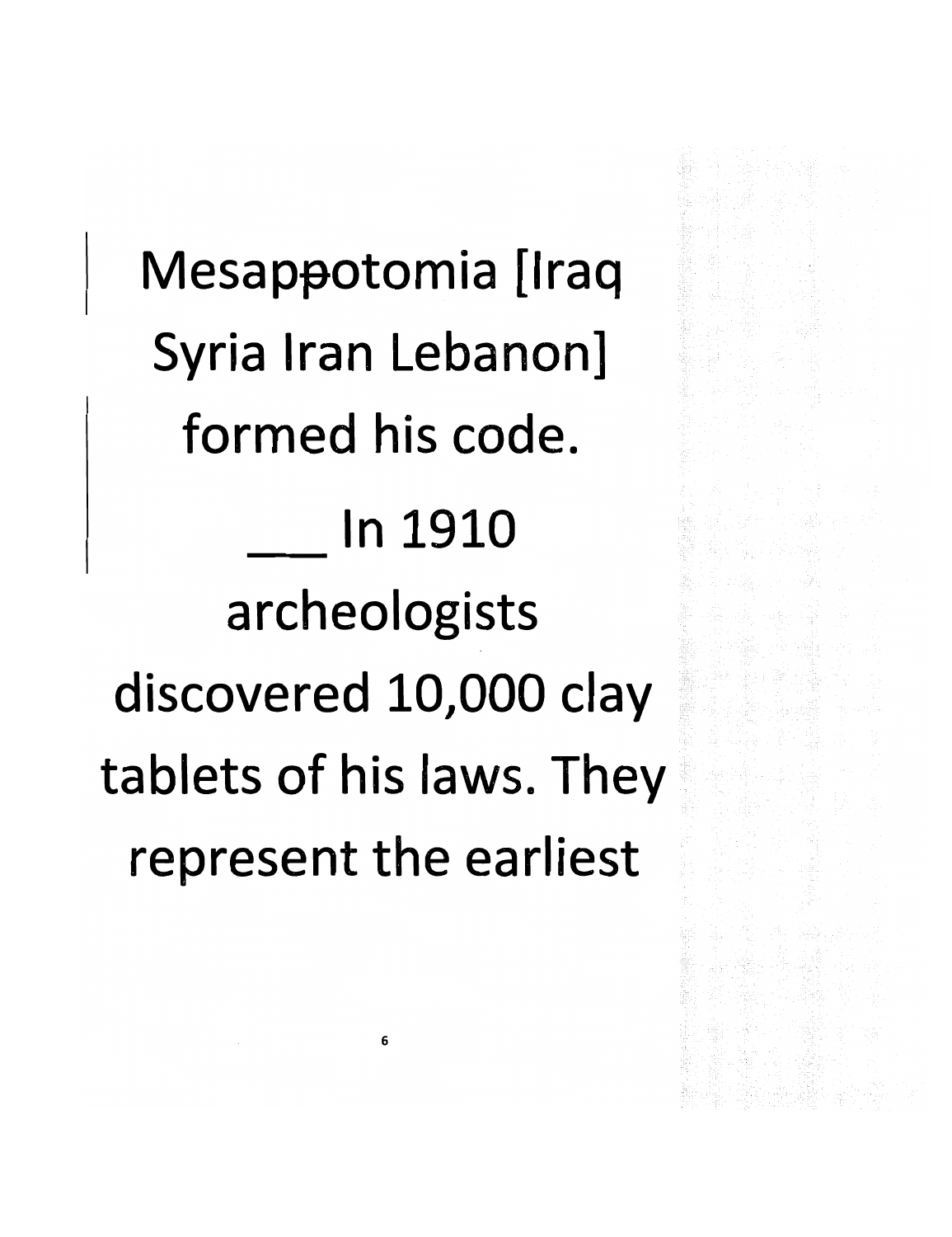Mesap~~p~~otomia [Iraq Syria Iran Lebanon] formed his code.

___ In 1910 archeologists discovered 10,000 clay tablets of his laws. They represent the earliest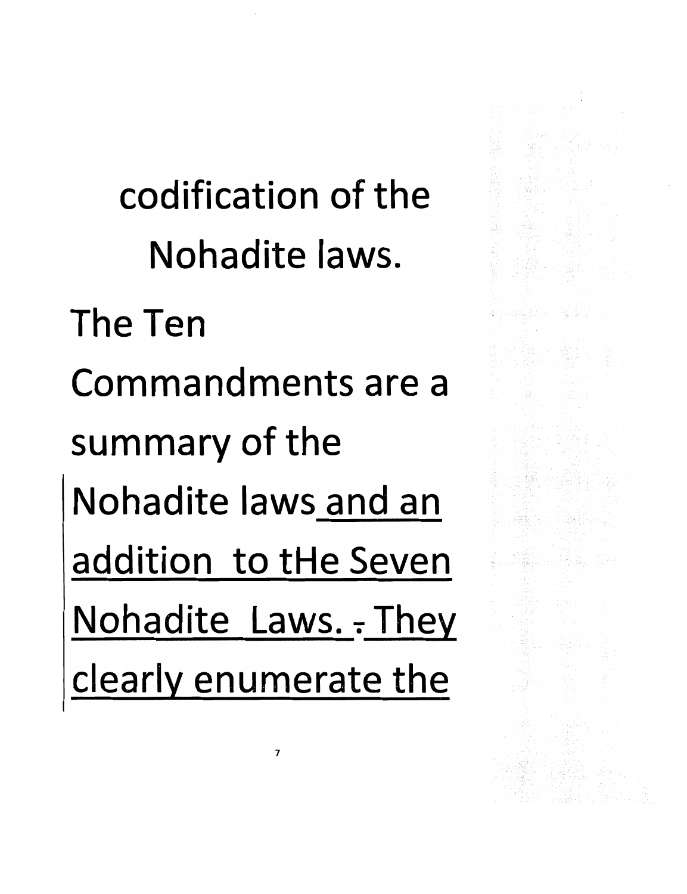codification of the Nohadite laws.

The Ten Commandments are a summary of the Nohadite laws <u>and an addition to tHe Seven Nohadite Laws. - They clearly enumerate the</u>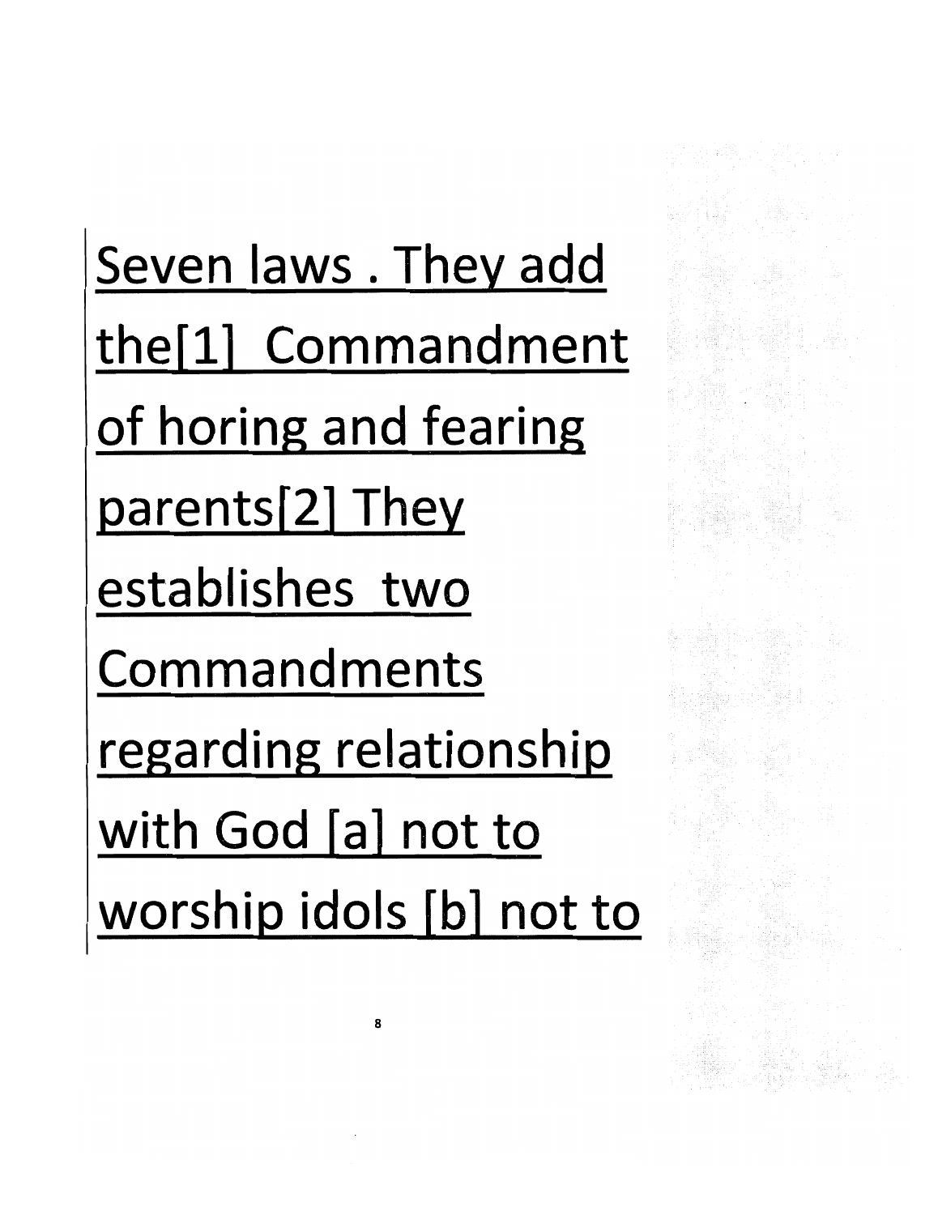Seven laws . They add the[1] Commandment of horing and fearing parents[2] They establishes two Commandments regarding relationship with God [a] not to worship idols [b] not to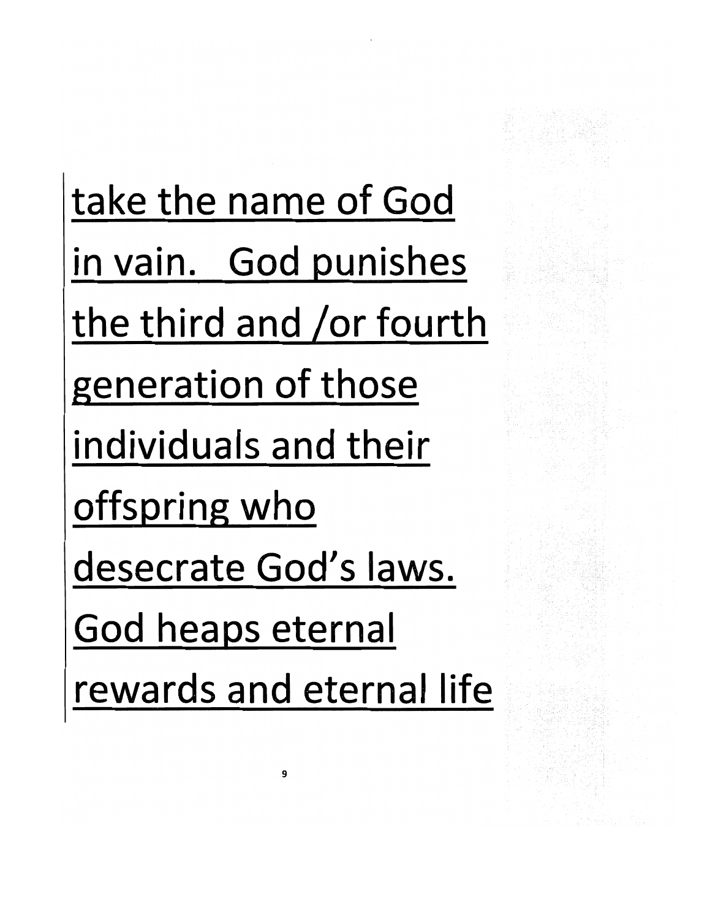take the name of God in vain. God punishes the third and /or fourth generation of those individuals and their offspring who desecrate God's laws. God heaps eternal rewards and eternal life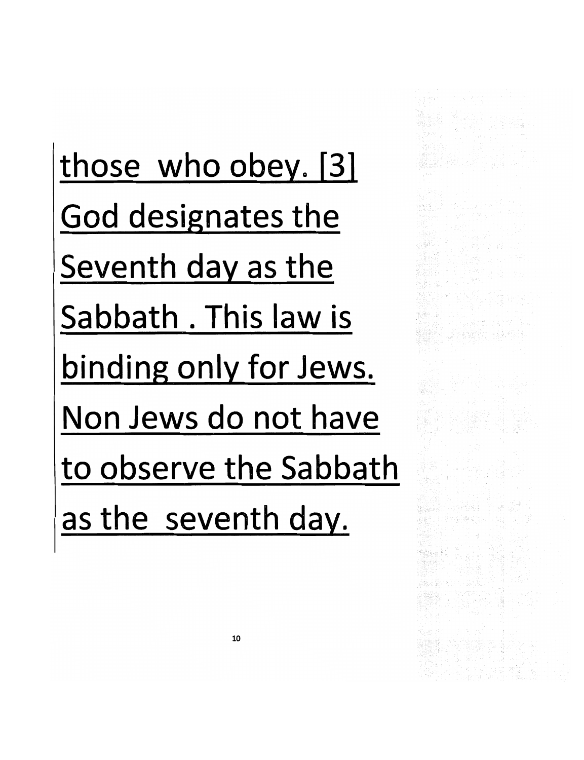those who obey. [3] God designates the Seventh day as the Sabbath . This law is binding only for Jews. Non Jews do not have to observe the Sabbath as the seventh day.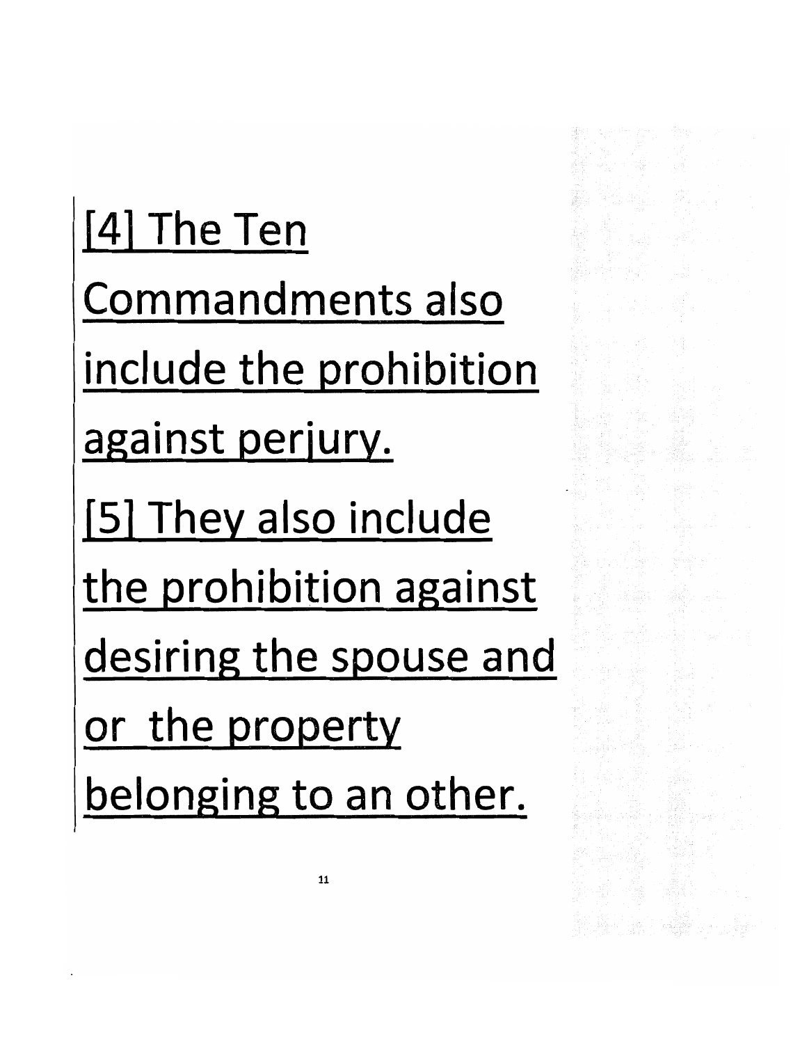[4] The Ten Commandments also include the prohibition against perjury.

[5] They also include the prohibition against desiring the spouse and or the property belonging to an other.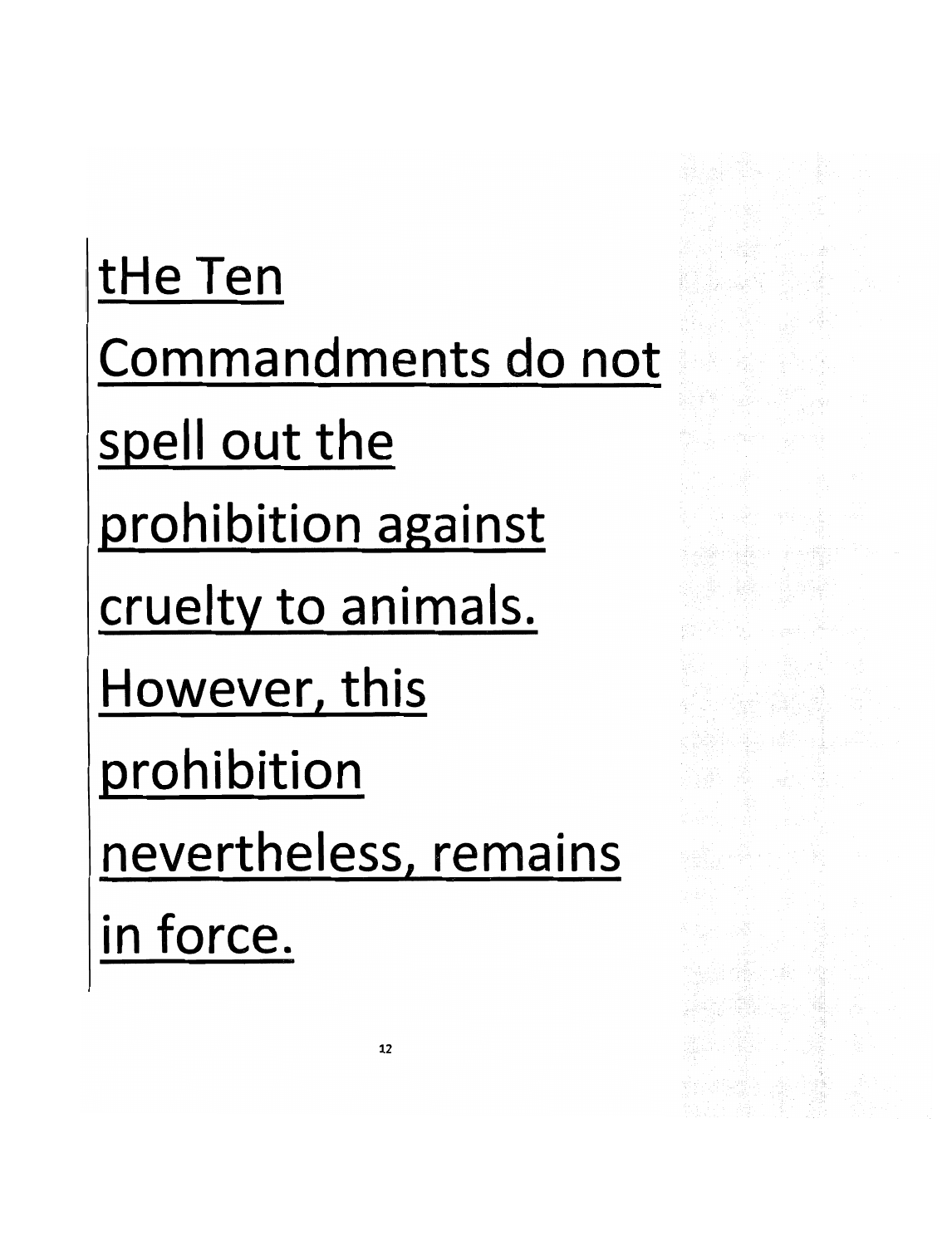tHe Ten Commandments do not spell out the prohibition against cruelty to animals. However, this prohibition nevertheless, remains in force.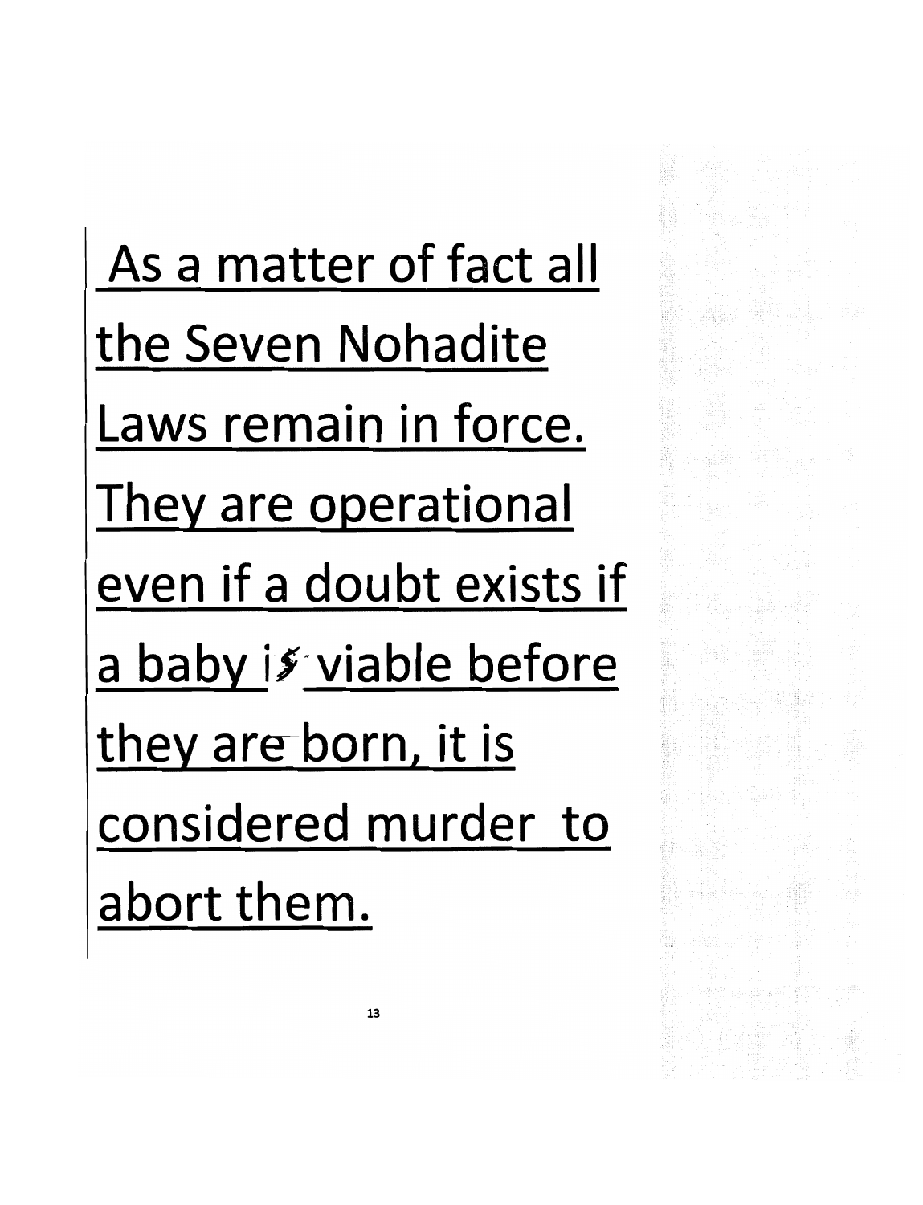As a matter of fact all the Seven Nohadite Laws remain in force. They are operational even if a doubt exists if a baby is viable before they are born, it is considered murder to abort them.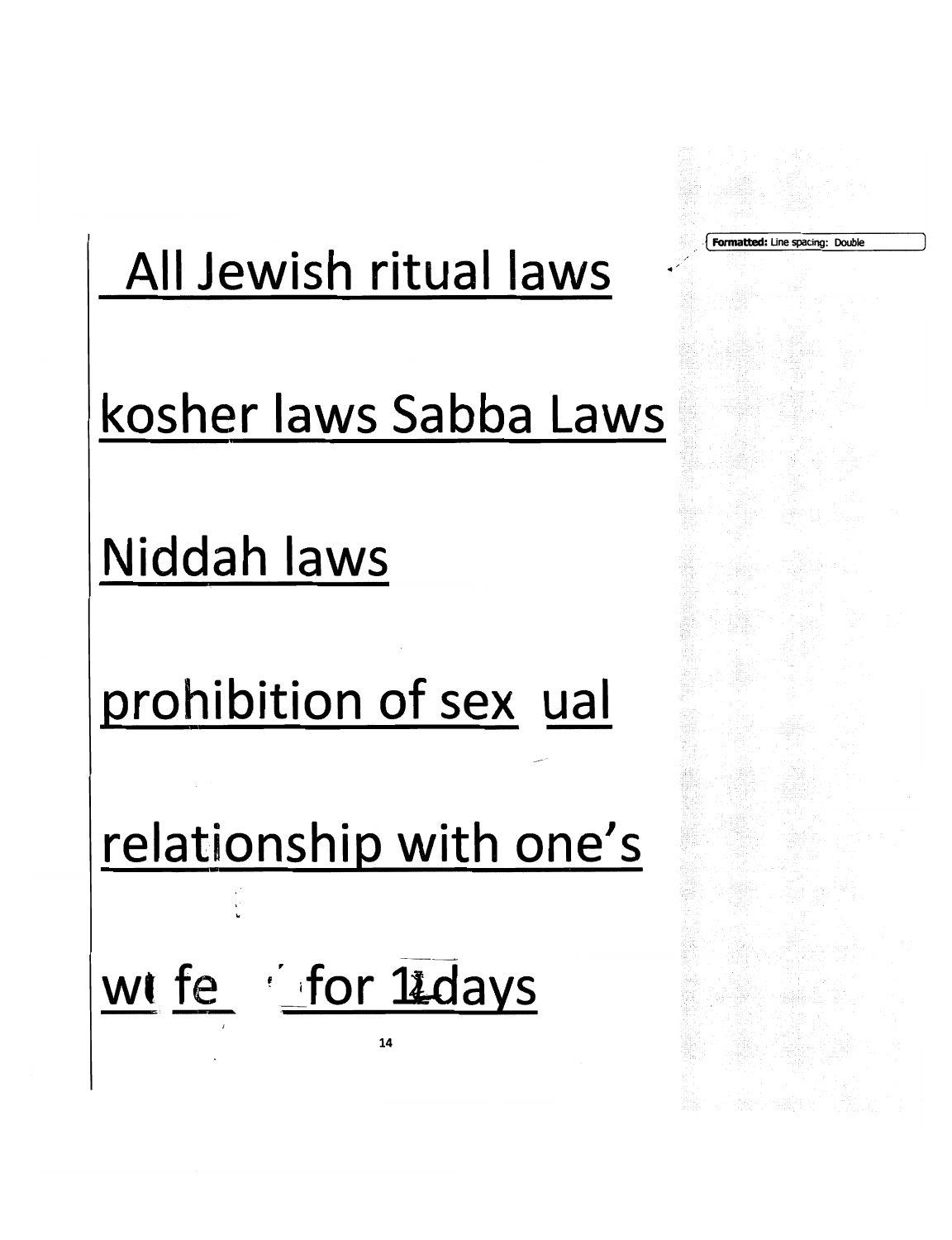All Jewish ritual laws

kosher laws Sabba Laws

Niddah laws

prohibition of sex ual

relationship with one's

wi fe for 12 days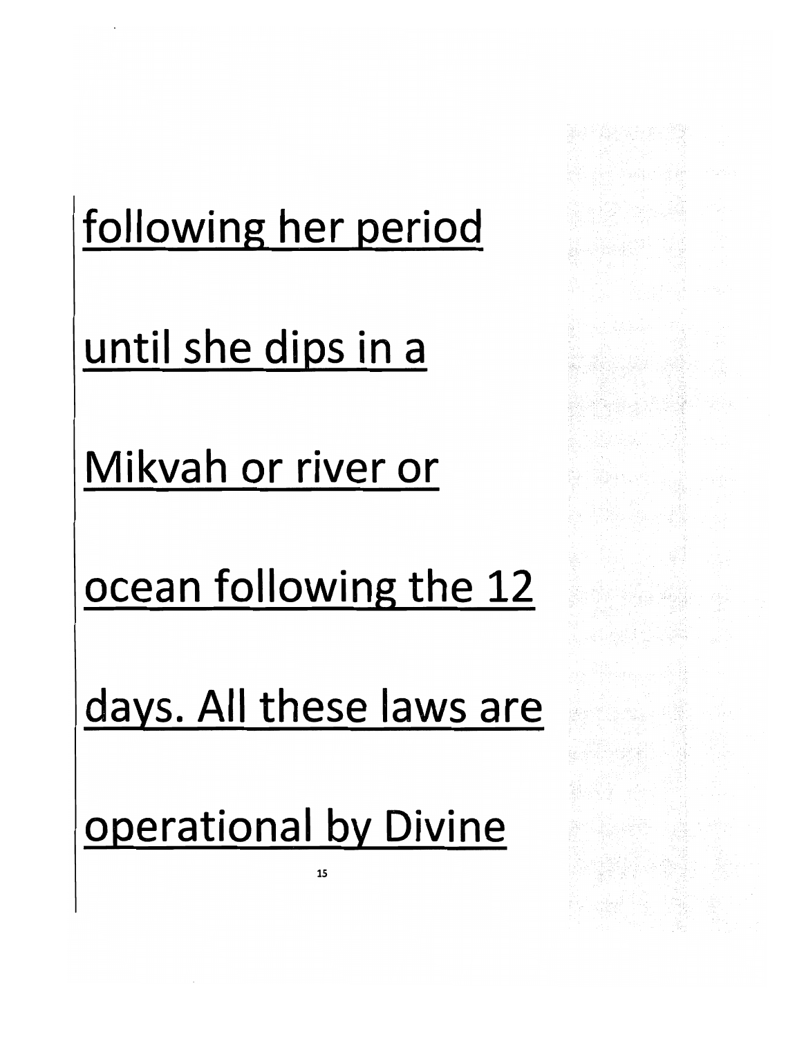<u>following her period until she dips in a Mikvah or river or ocean following the 12 days. All these laws are operational by Divine</u>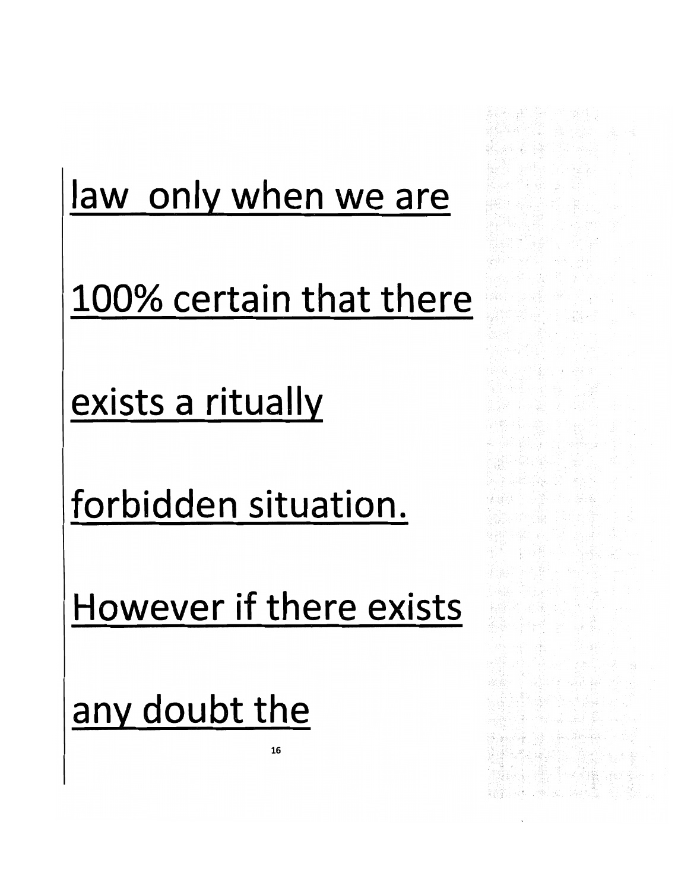law only when we are 100% certain that there exists a ritually forbidden situation. However if there exists any doubt the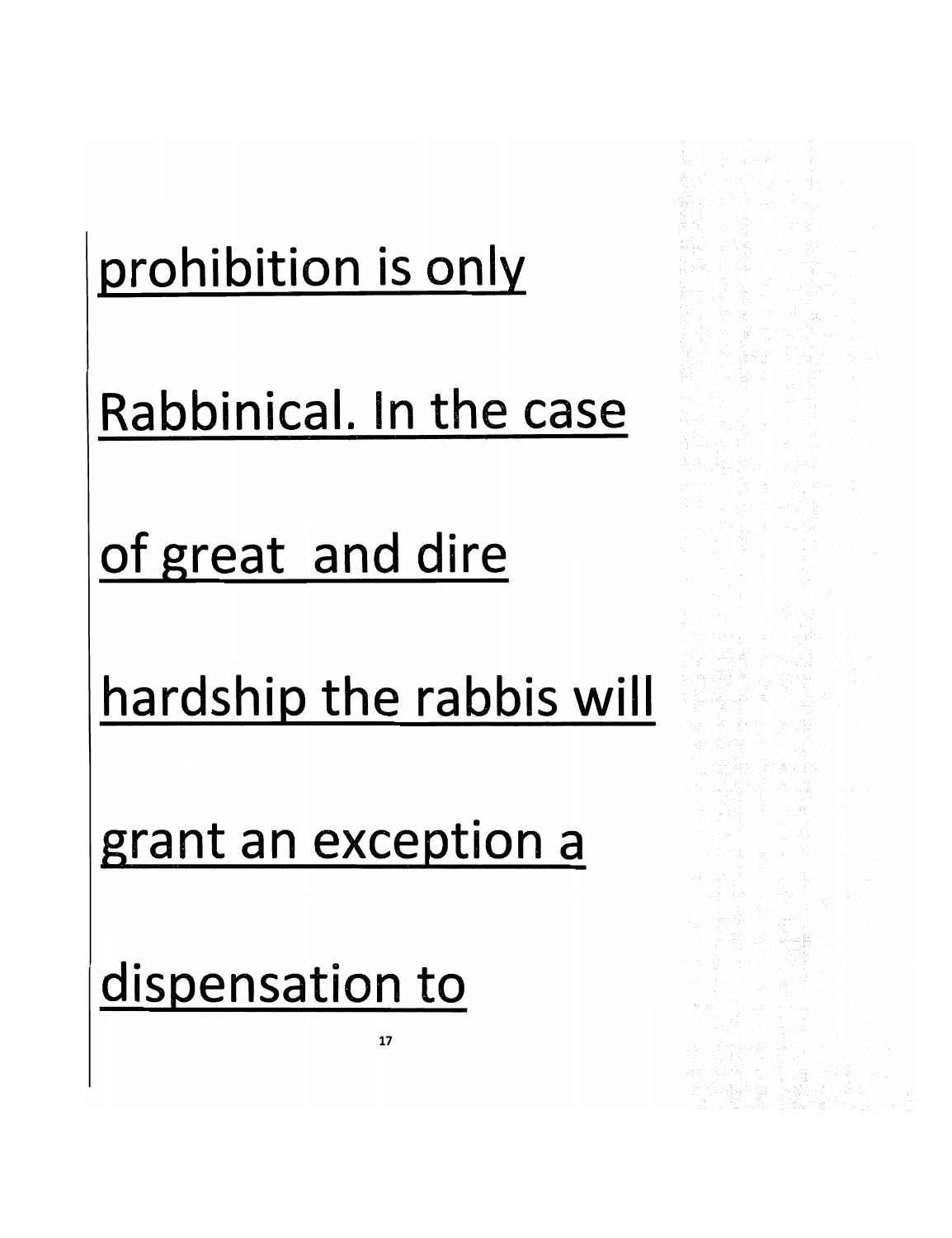prohibition is only

Rabbinical. In the case

of great  and dire

hardship the rabbis will

grant an exception a

dispensation to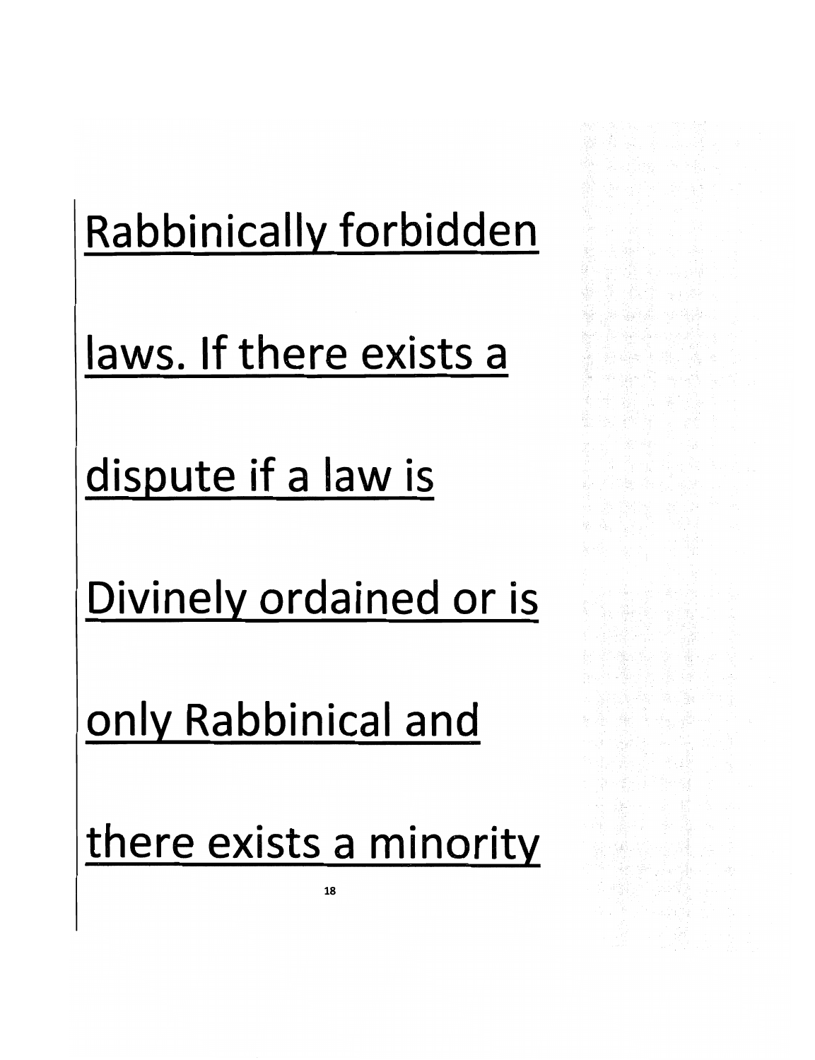Rabbinically forbidden laws. If there exists a dispute if a law is Divinely ordained or is only Rabbinical and there exists a minority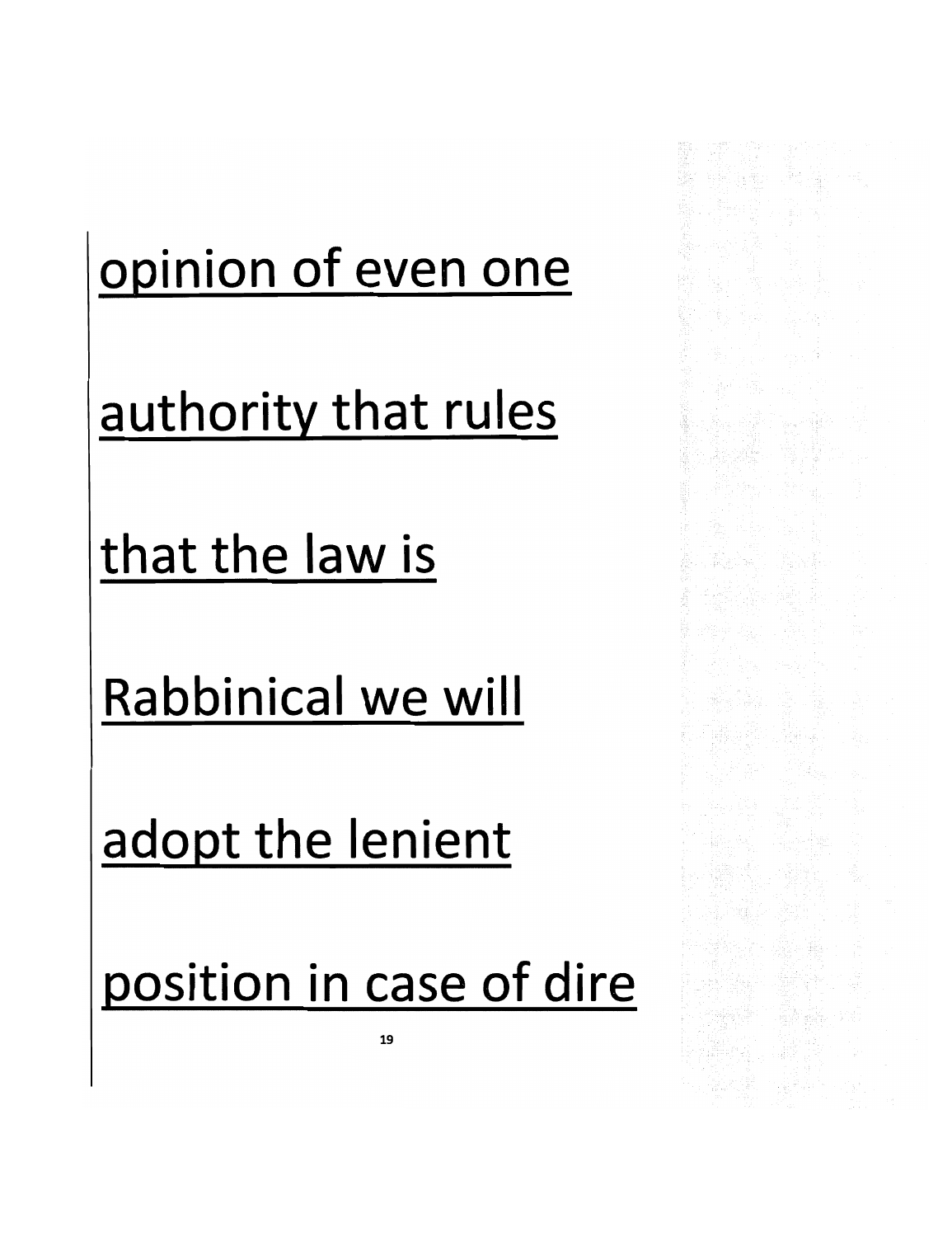opinion of even one

authority that rules

that the law is

Rabbinical we will

adopt the lenient

position in case of dire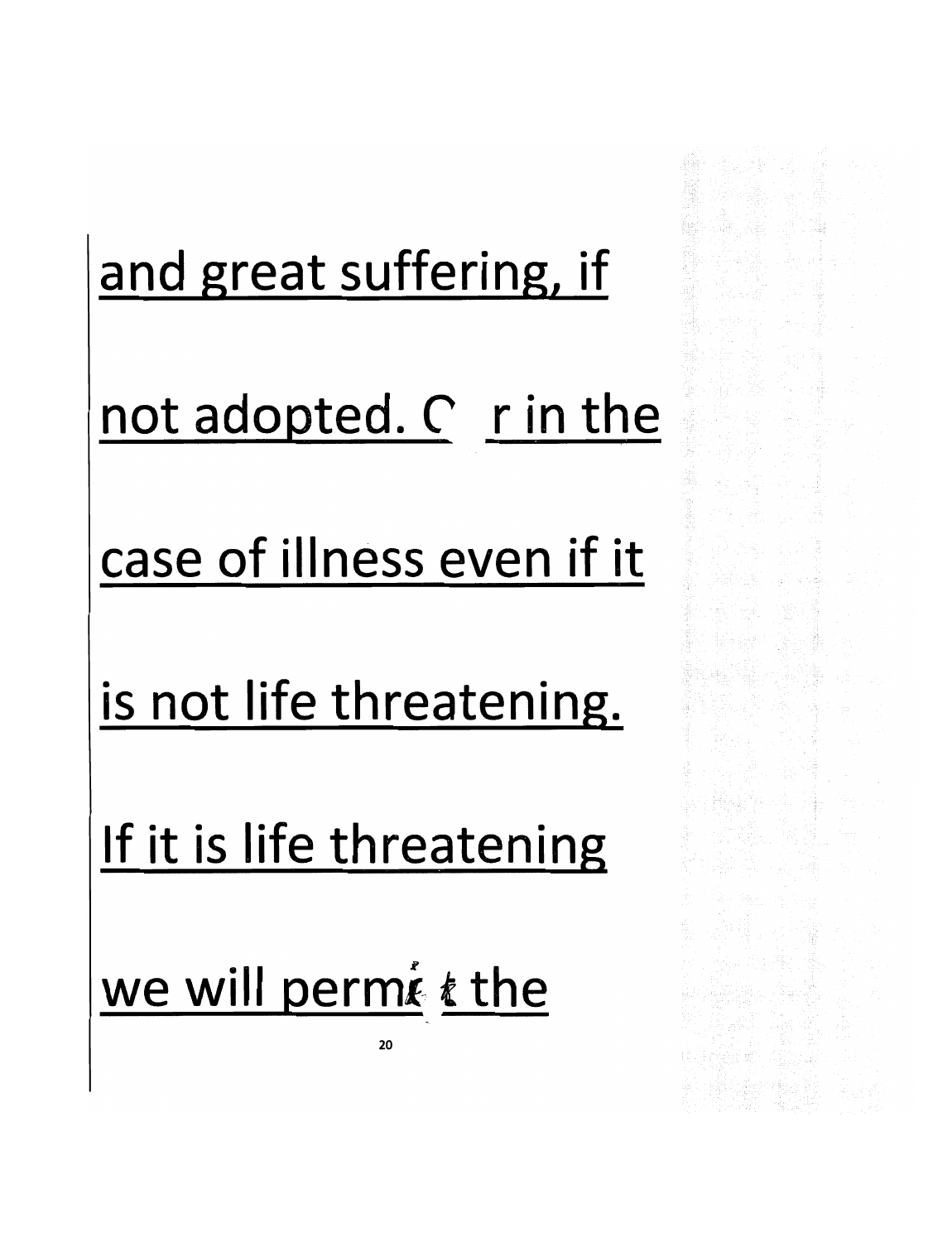and great suffering, if

not adopted. Or in the

case of illness even if it

is not life threatening.

If it is life threatening

we will permit the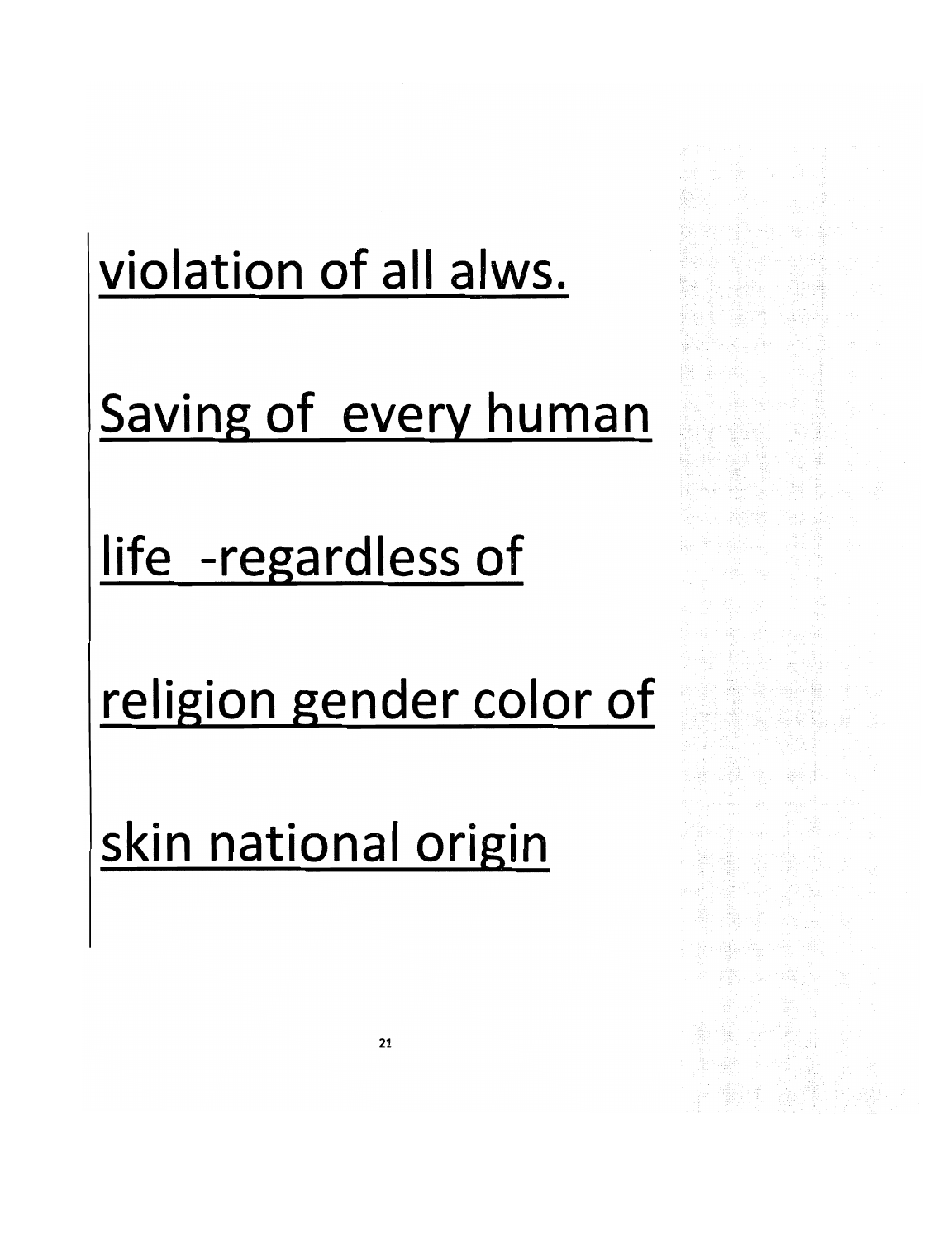<u>violation of all alws.</u>

<u>Saving of  every human</u>

<u>life  -regardless of</u>

<u>religion gender color of</u>

<u>skin national origin</u>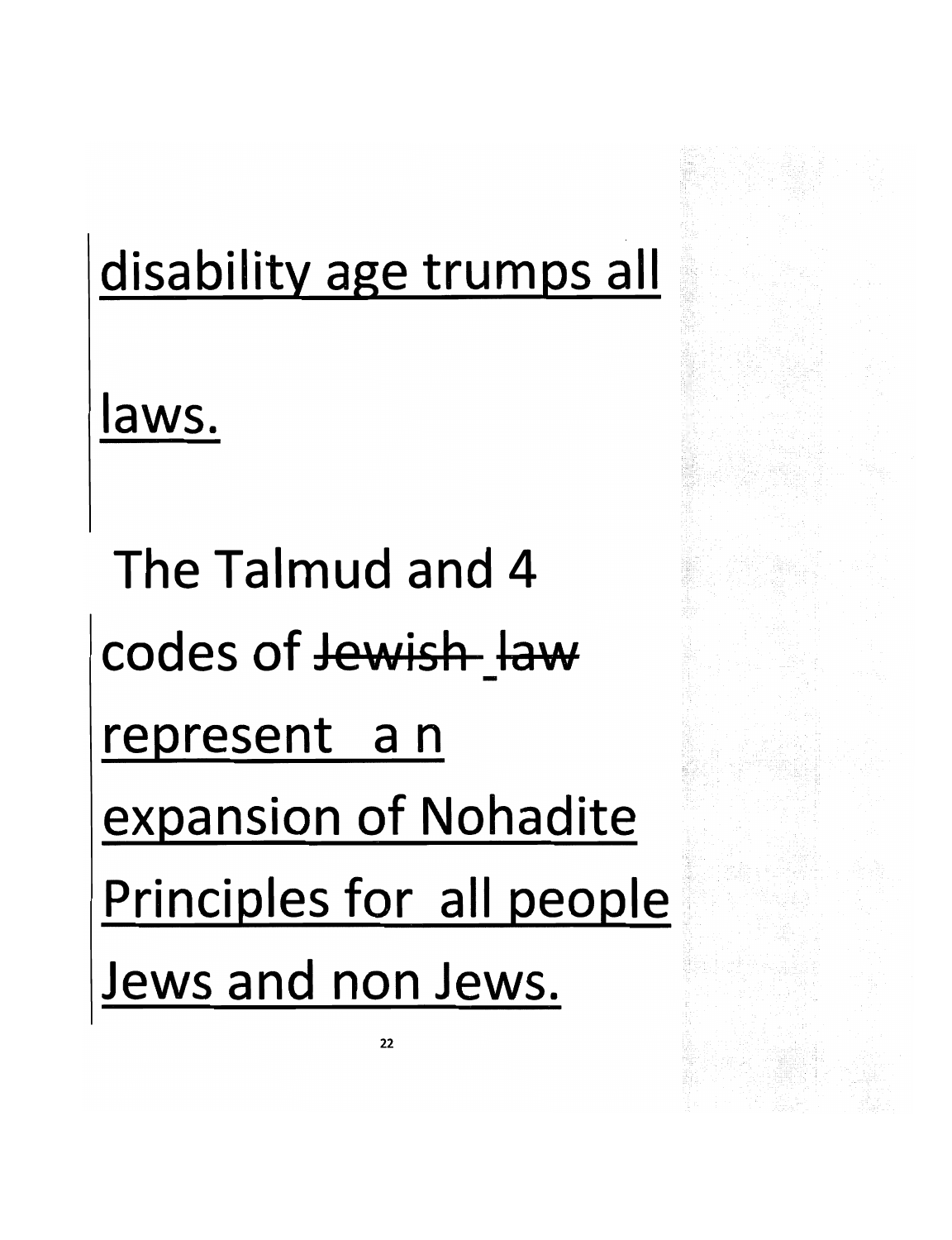disability age trumps all

laws.

The Talmud and 4 codes of ~~Jewish law~~ represent a n expansion of Nohadite Principles for all people Jews and non Jews.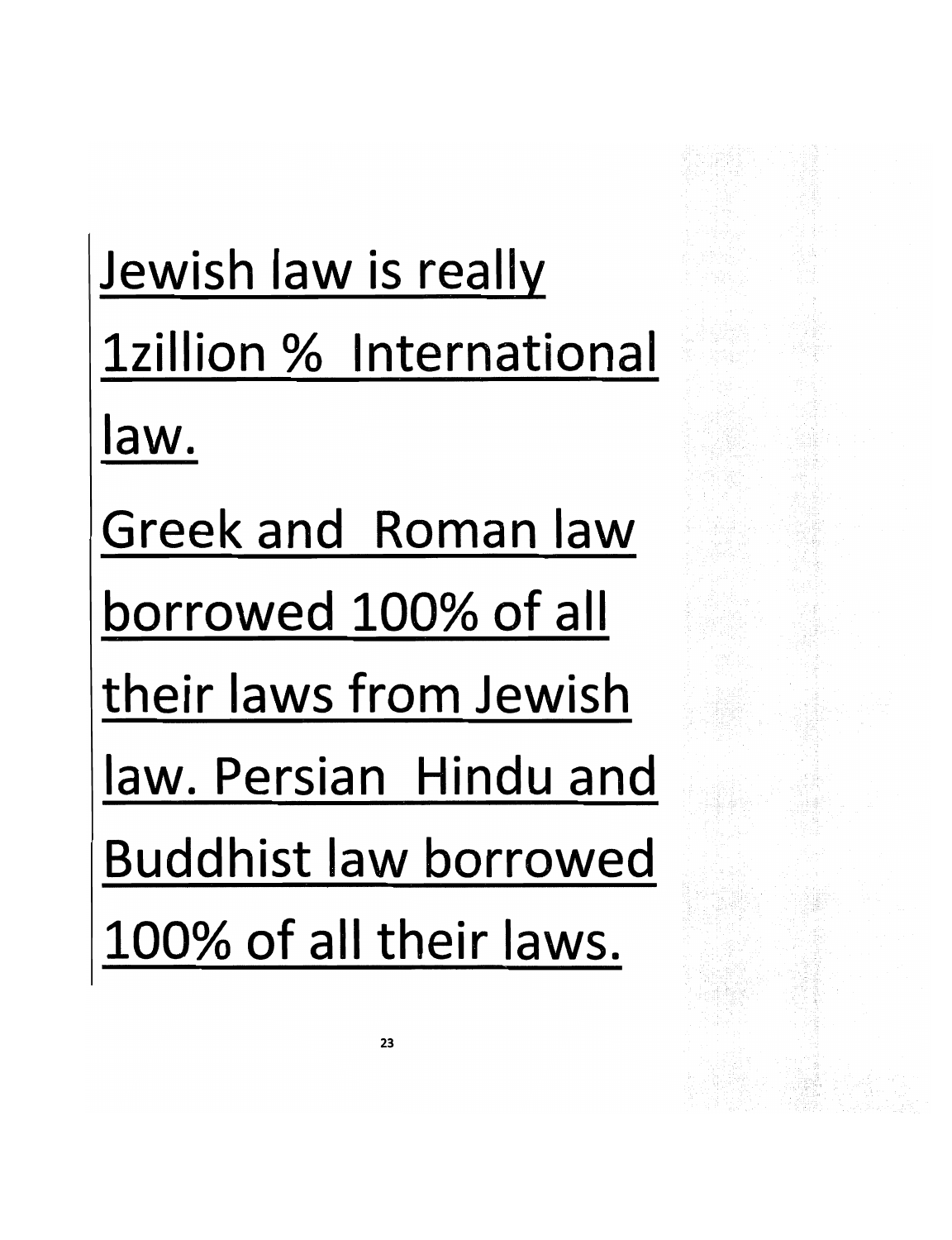Jewish law is really 1zillion % International law. Greek and Roman law borrowed 100% of all their laws from Jewish law. Persian Hindu and Buddhist law borrowed 100% of all their laws.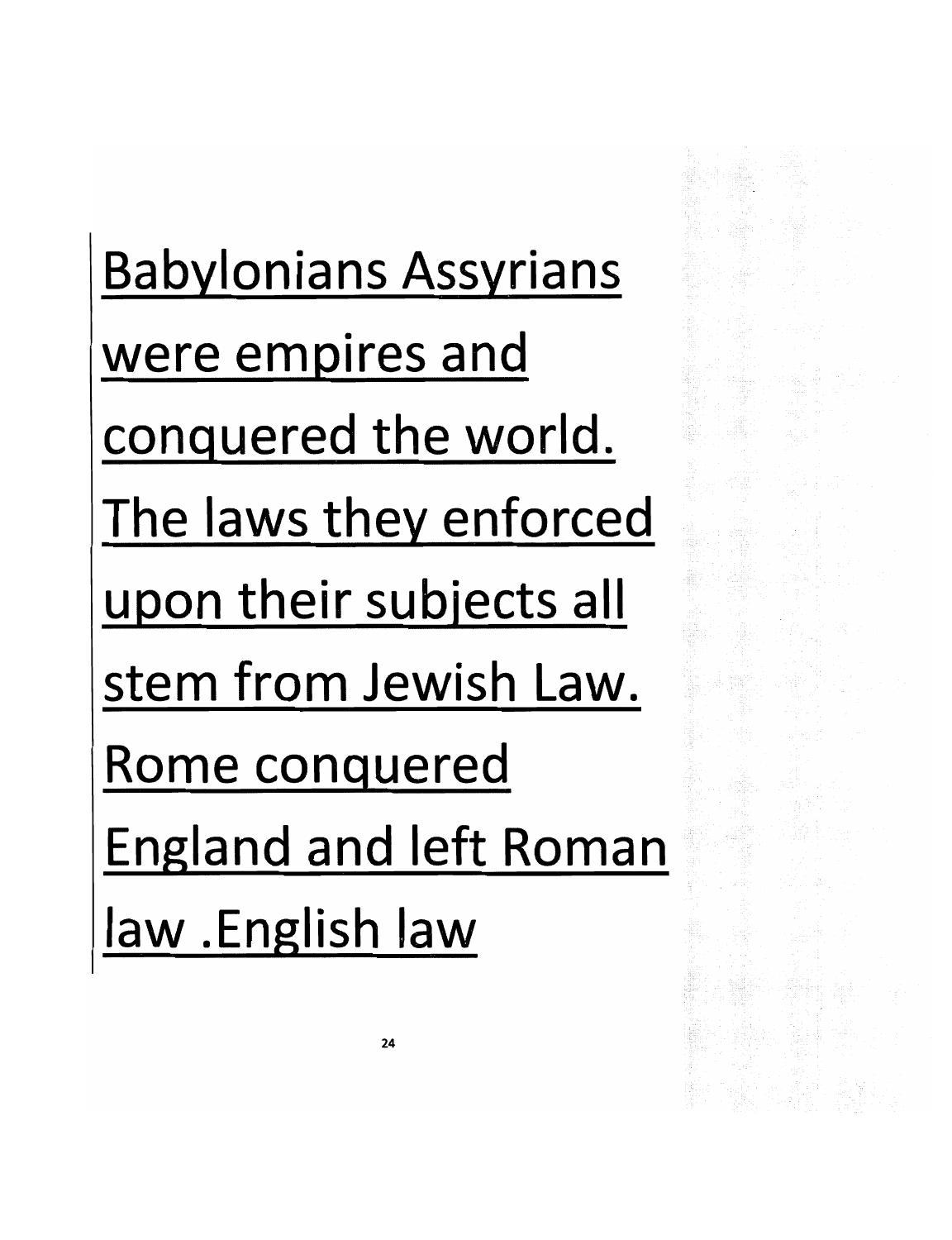<u>Babylonians Assyrians were empires and conquered the world. The laws they enforced upon their subjects all stem from Jewish Law. Rome conquered England and left Roman law .English law</u>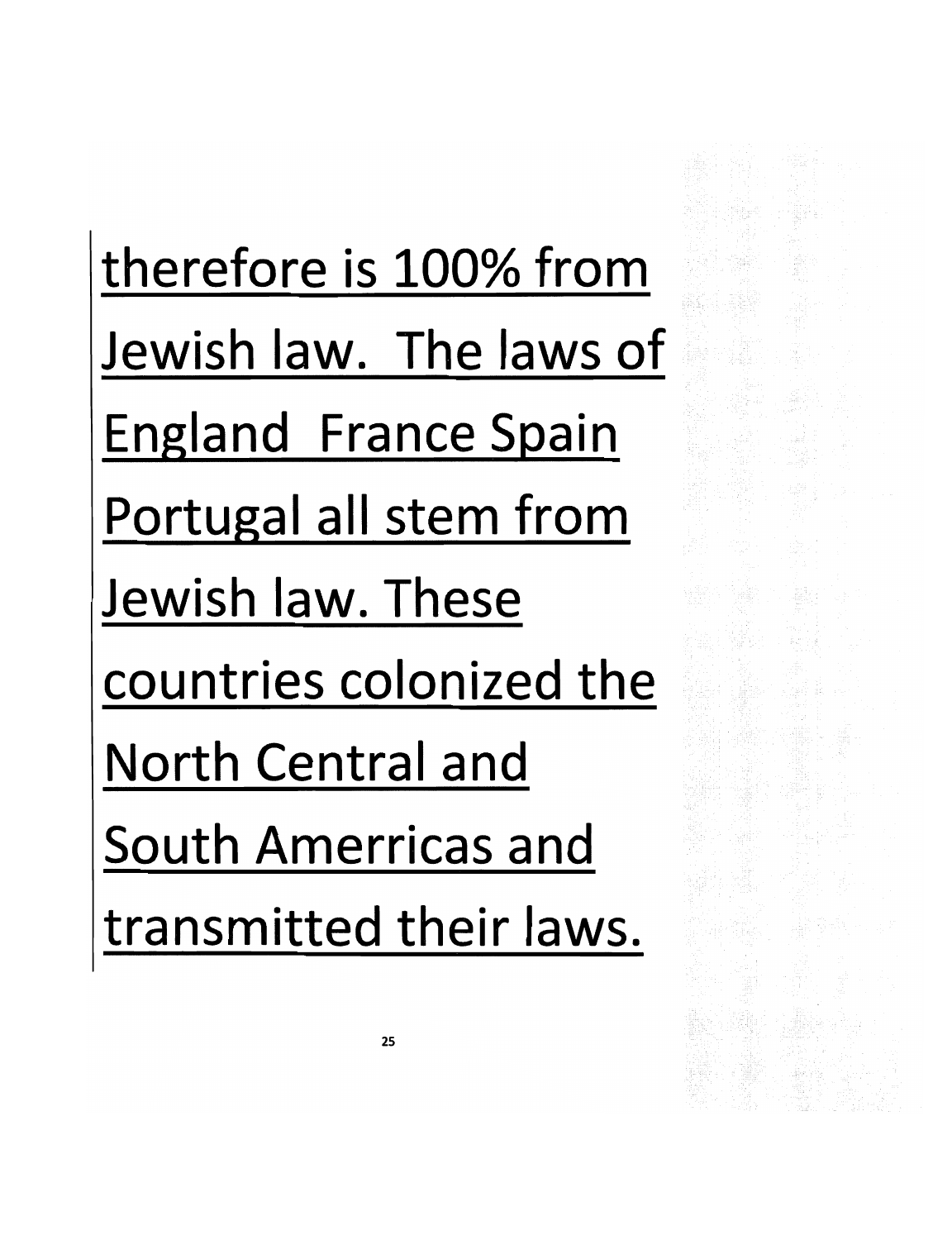therefore is 100% from Jewish law. The laws of England France Spain Portugal all stem from Jewish law. These countries colonized the North Central and South Amerricas and transmitted their laws.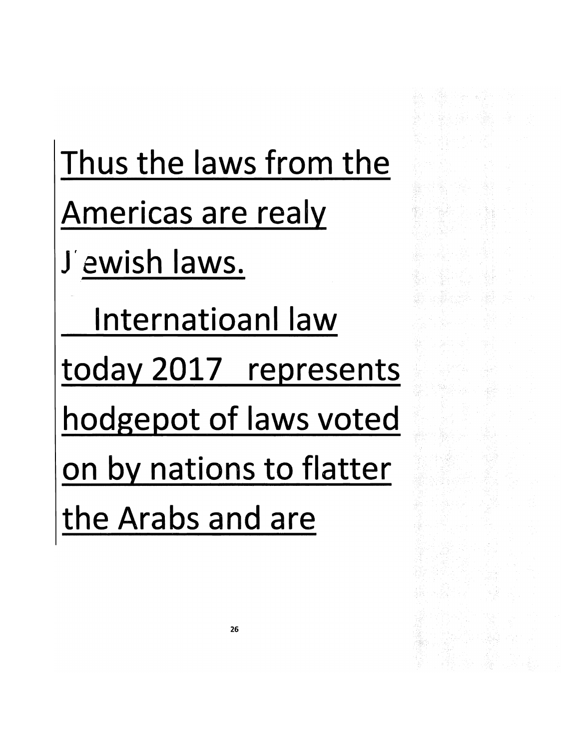Thus the laws from the Americas are realy Jewish laws.

Internatioanl law today 2017 represents hodgepot of laws voted on by nations to flatter the Arabs and are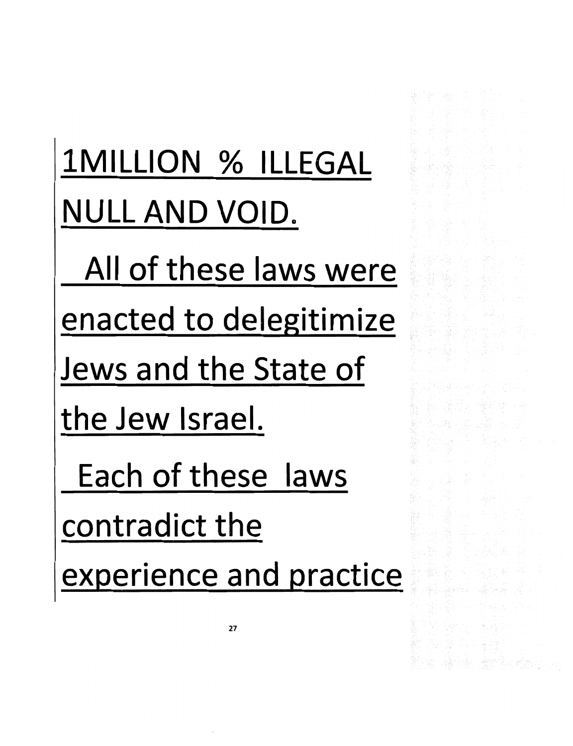1MILLION % ILLEGAL NULL AND VOID.

All of these laws were enacted to delegitimize Jews and the State of the Jew Israel.

Each of these laws contradict the experience and practice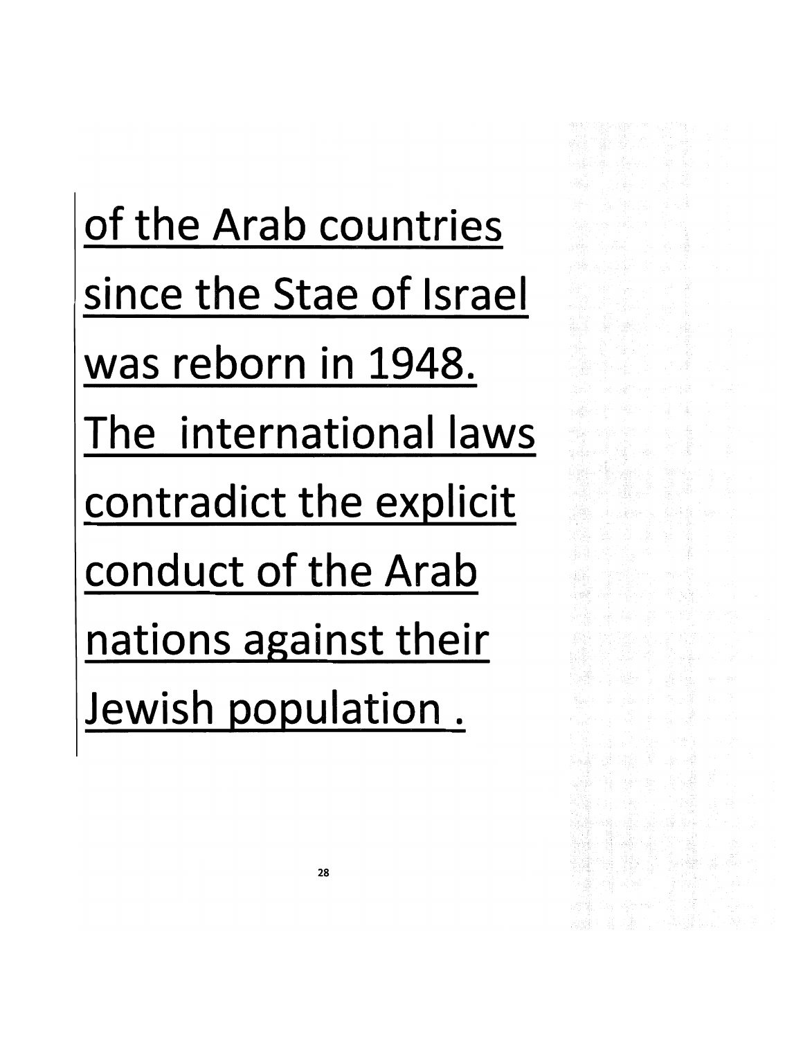<u>of the Arab countries since the Stae of Israel was reborn in 1948. The  international laws contradict the explicit conduct of the Arab nations against their Jewish population .</u>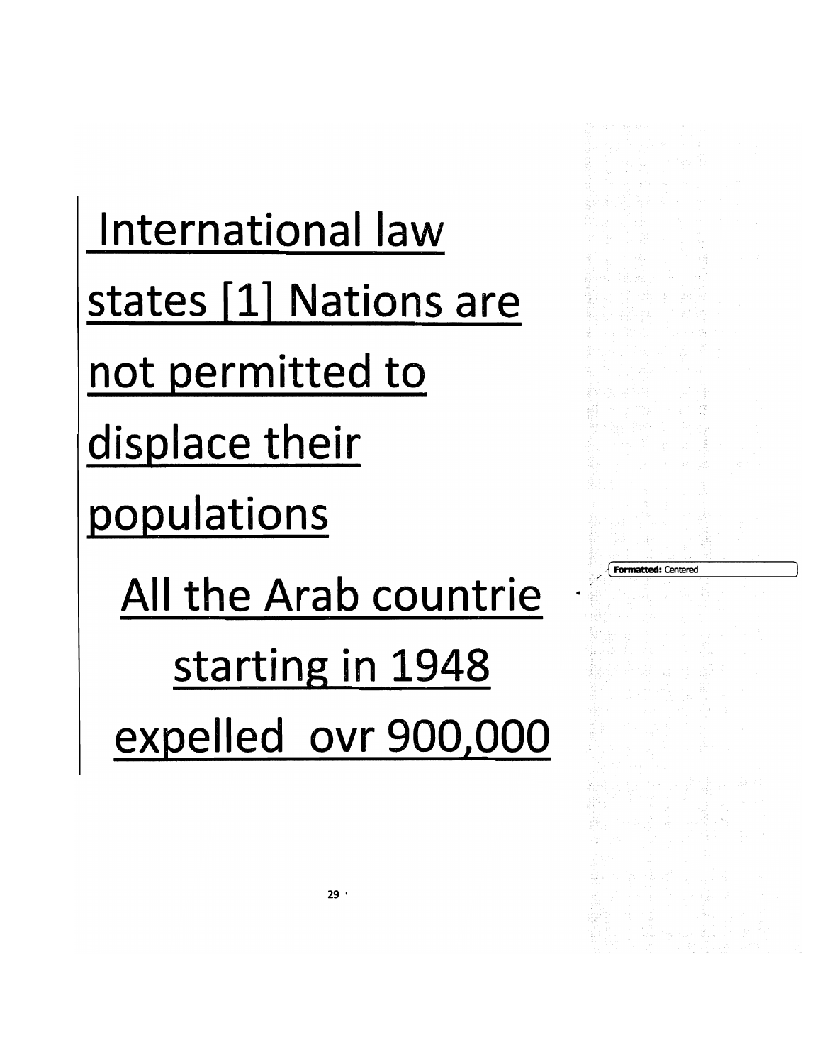International law states [1] Nations are not permitted to displace their populations

All the Arab countrie starting in 1948 expelled ovr 900,000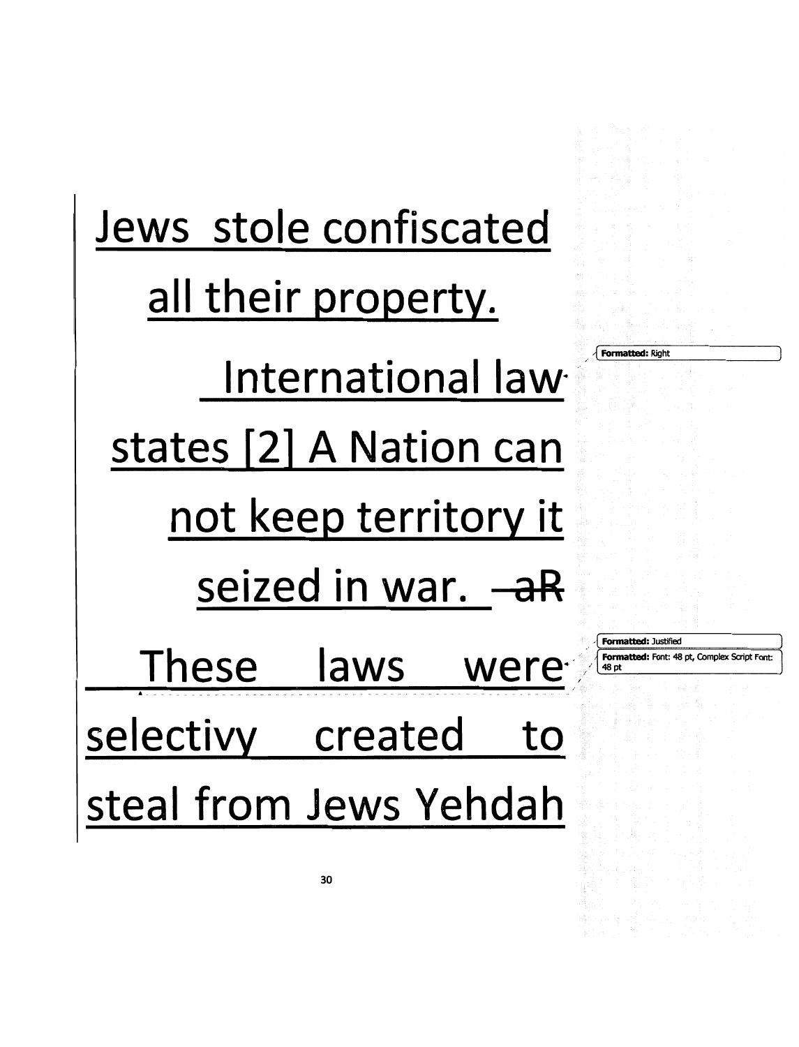Jews stole confiscated all their property.

International law states [2] A Nation can not keep territory it seized in war. ~~aR~~

These laws were selectivy created to steal from Jews Yehdah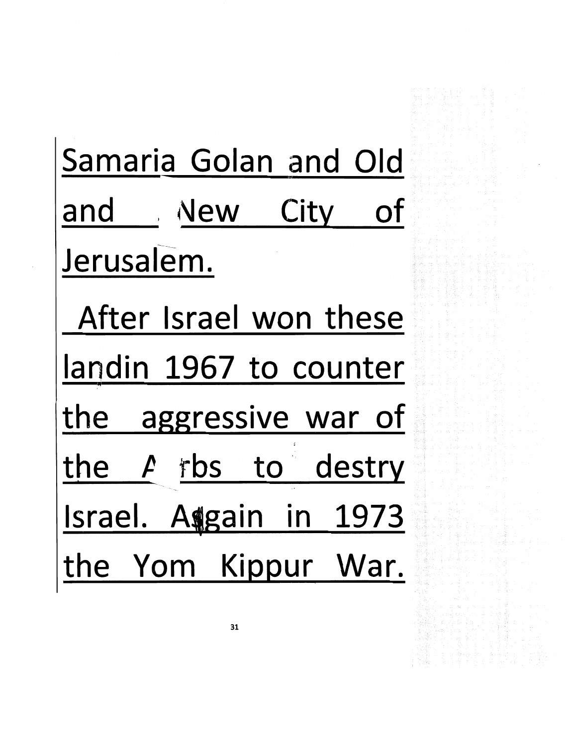Samaria Golan and Old and New City of Jerusalem.

After Israel won these landin 1967 to counter the aggressive war of the Arbs to destry Israel. Again in 1973 the Yom Kippur War.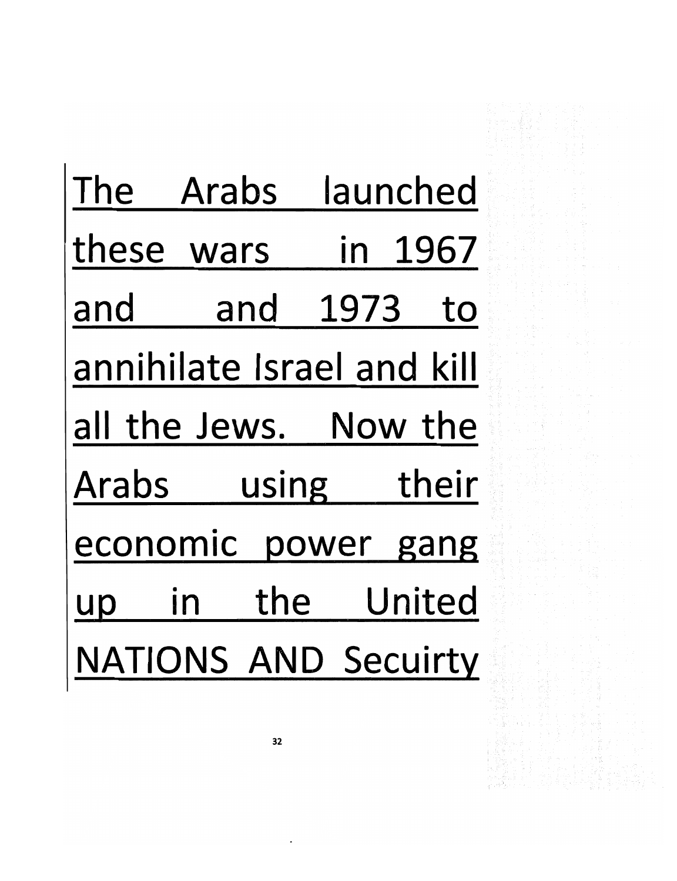The Arabs launched these wars in 1967 and and 1973 to annihilate Israel and kill all the Jews. Now the Arabs using their economic power gang up in the United NATIONS AND Secuirty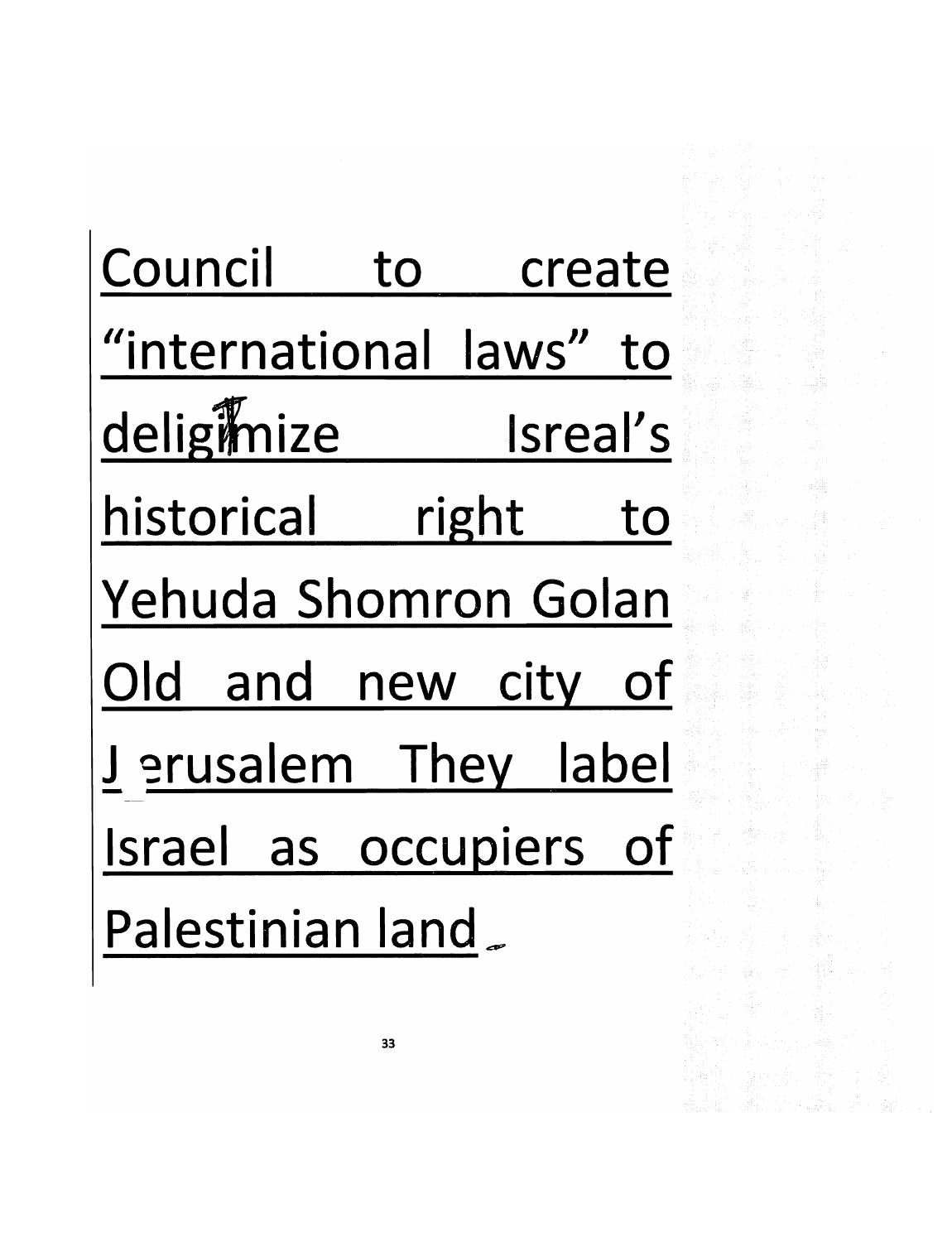Council to create "international laws" to deligimize Isreal's historical right to Yehuda Shomron Golan Old and new city of Jerusalem They label Israel as occupiers of Palestinian land.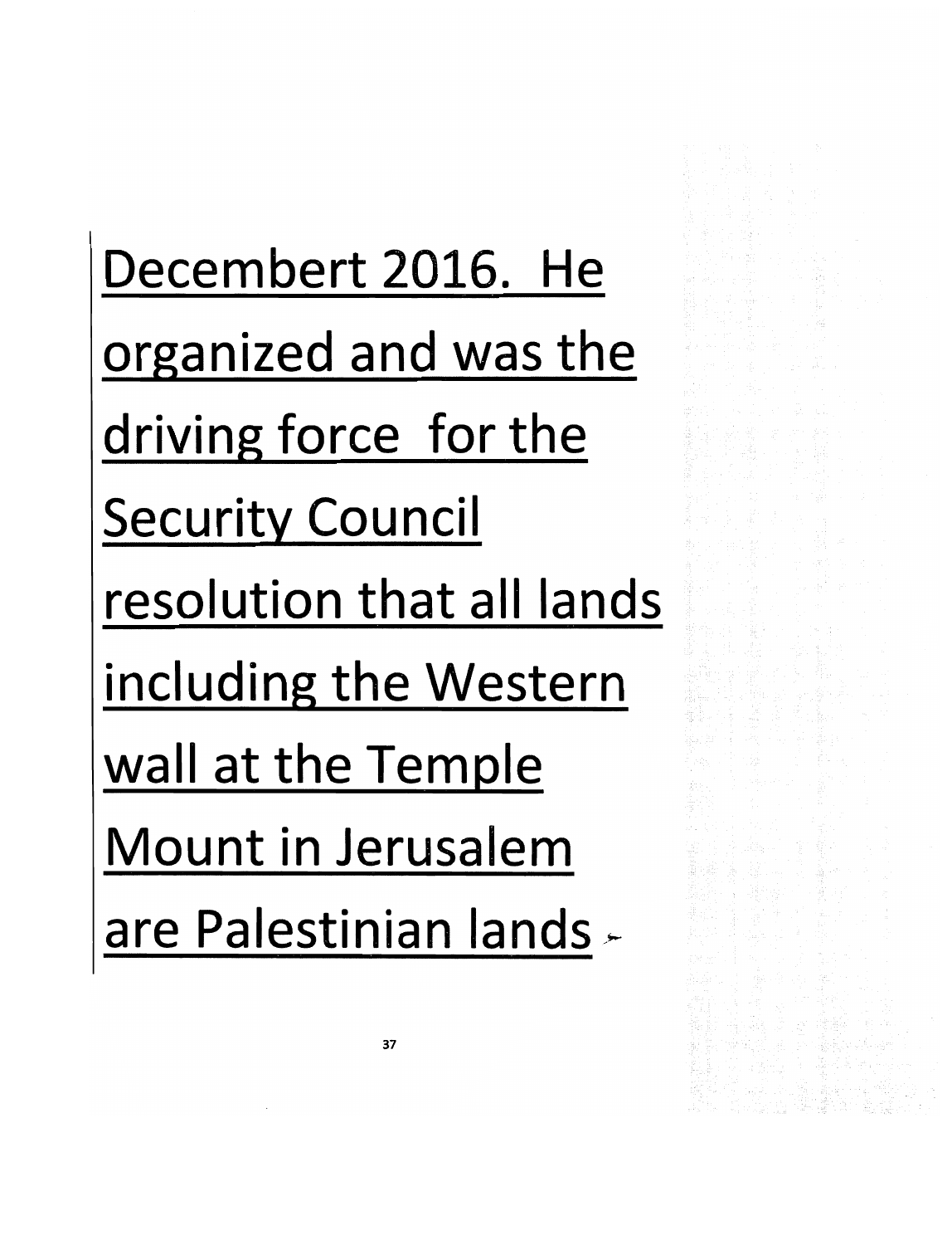Decembert 2016. He organized and was the driving force for the Security Council resolution that all lands including the Western wall at the Temple Mount in Jerusalem are Palestinian lands.